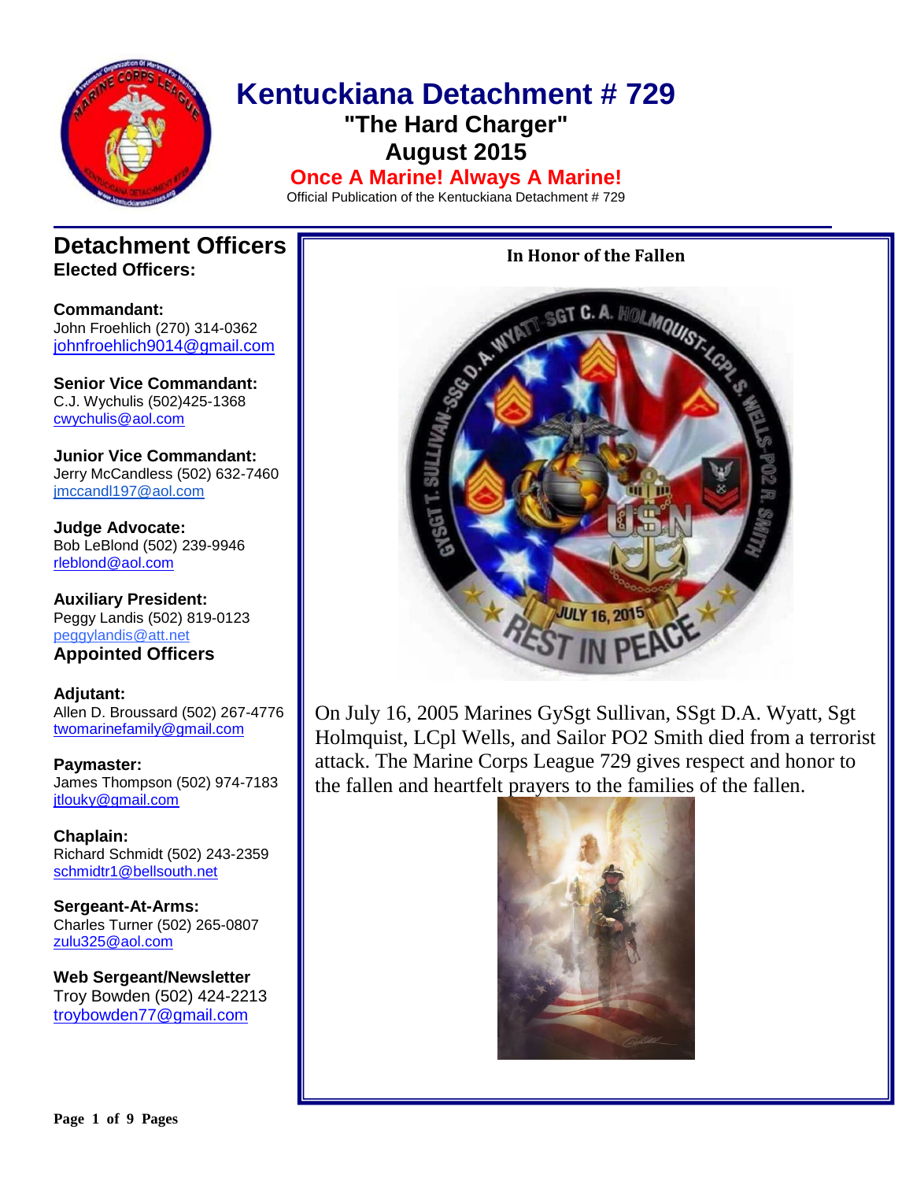# Kentuckiana Detachment # 729

## "The Hard Charger"

## August 2015

**Once A Marine! Always A Marine!**

Official Publication of the Kentuckiana Detachment # 729

## Detachment Officers

### Elected Officers:

**Commandant:**
John Froehlich (270) 314-0362
johnfroehlich9014@gmail.com

**Senior Vice Commandant:**
C.J. Wychulis (502)425-1368
cwychulis@aol.com

**Junior Vice Commandant:**
Jerry McCandless (502) 632-7460
jmccandl197@aol.com

**Judge Advocate:**
Bob LeBlond (502) 239-9946
rleblond@aol.com

**Auxiliary President:**
Peggy Landis (502) 819-0123
peggylandis@att.net

### Appointed Officers

**Adjutant:**
Allen D. Broussard (502) 267-4776
twomarinefamily@gmail.com

**Paymaster:**
James Thompson (502) 974-7183
jtlouky@gmail.com

**Chaplain:**
Richard Schmidt (502) 243-2359
schmidtr1@bellsouth.net

**Sergeant-At-Arms:**
Charles Turner (502) 265-0807
zulu325@aol.com

**Web Sergeant/Newsletter**
Troy Bowden (502) 424-2213
troybowden77@gmail.com

## In Honor of the Fallen

On July 16, 2005 Marines GySgt Sullivan, SSgt D.A. Wyatt, Sgt Holmquist, LCpl Wells, and Sailor PO2 Smith died from a terrorist attack. The Marine Corps League 729 gives respect and honor to the fallen and heartfelt prayers to the families of the fallen.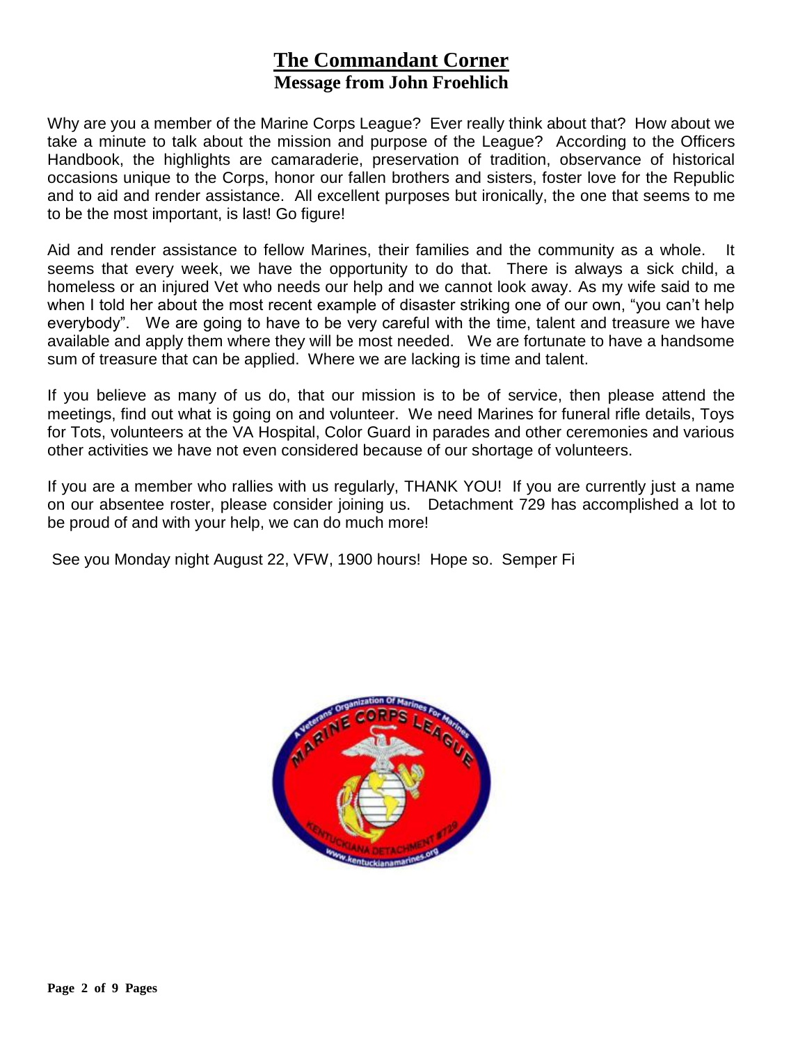# The Commandant Corner

## Message from John Froehlich

Why are you a member of the Marine Corps League? Ever really think about that? How about we take a minute to talk about the mission and purpose of the League? According to the Officers Handbook, the highlights are camaraderie, preservation of tradition, observance of historical occasions unique to the Corps, honor our fallen brothers and sisters, foster love for the Republic and to aid and render assistance. All excellent purposes but ironically, the one that seems to me to be the most important, is last! Go figure!

Aid and render assistance to fellow Marines, their families and the community as a whole. It seems that every week, we have the opportunity to do that. There is always a sick child, a homeless or an injured Vet who needs our help and we cannot look away. As my wife said to me when I told her about the most recent example of disaster striking one of our own, "you can't help everybody". We are going to have to be very careful with the time, talent and treasure we have available and apply them where they will be most needed. We are fortunate to have a handsome sum of treasure that can be applied. Where we are lacking is time and talent.

If you believe as many of us do, that our mission is to be of service, then please attend the meetings, find out what is going on and volunteer. We need Marines for funeral rifle details, Toys for Tots, volunteers at the VA Hospital, Color Guard in parades and other ceremonies and various other activities we have not even considered because of our shortage of volunteers.

If you are a member who rallies with us regularly, THANK YOU! If you are currently just a name on our absentee roster, please consider joining us. Detachment 729 has accomplished a lot to be proud of and with your help, we can do much more!

See you Monday night August 22, VFW, 1900 hours! Hope so. Semper Fi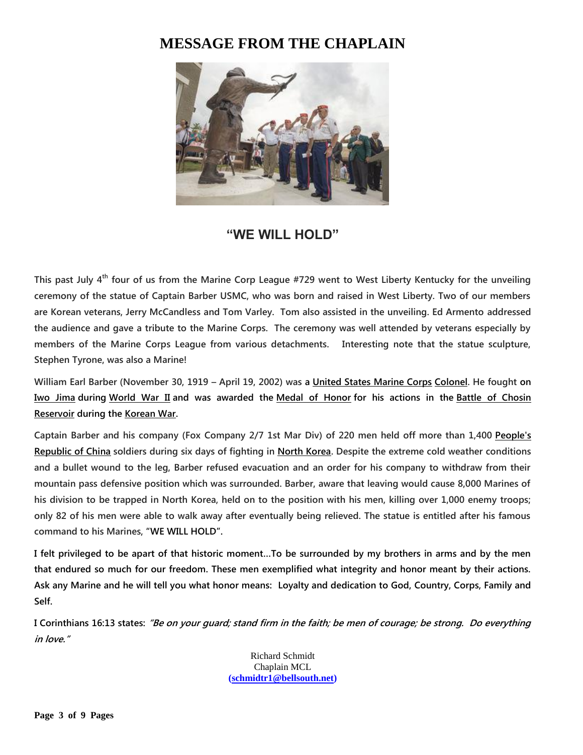# MESSAGE FROM THE CHAPLAIN

## "WE WILL HOLD"

**This past July 4th four of us from the Marine Corp League #729 went to West Liberty Kentucky for the unveiling ceremony of the statue of Captain Barber USMC, who was born and raised in West Liberty. Two of our members are Korean veterans, Jerry McCandless and Tom Varley. Tom also assisted in the unveiling. Ed Armento addressed the audience and gave a tribute to the Marine Corps. The ceremony was well attended by veterans especially by members of the Marine Corps League from various detachments. Interesting note that the statue sculpture, Stephen Tyrone, was also a Marine!**

**William Earl Barber (November 30, 1919 – April 19, 2002) was a United States Marine Corps Colonel. He fought on Iwo Jima during World War II and was awarded the Medal of Honor for his actions in the Battle of Chosin Reservoir during the Korean War.**

**Captain Barber and his company (Fox Company 2/7 1st Mar Div) of 220 men held off more than 1,400 People's Republic of China soldiers during six days of fighting in North Korea. Despite the extreme cold weather conditions and a bullet wound to the leg, Barber refused evacuation and an order for his company to withdraw from their mountain pass defensive position which was surrounded. Barber, aware that leaving would cause 8,000 Marines of his division to be trapped in North Korea, held on to the position with his men, killing over 1,000 enemy troops; only 82 of his men were able to walk away after eventually being relieved. The statue is entitled after his famous command to his Marines, "WE WILL HOLD".**

**I felt privileged to be apart of that historic moment…To be surrounded by my brothers in arms and by the men that endured so much for our freedom. These men exemplified what integrity and honor meant by their actions. Ask any Marine and he will tell you what honor means: Loyalty and dedication to God, Country, Corps, Family and Self.**

**I Corinthians 16:13 states:** ***"Be on your guard; stand firm in the faith; be men of courage; be strong. Do everything in love."***

Richard Schmidt
Chaplain MCL
**(schmidtr1@bellsouth.net)**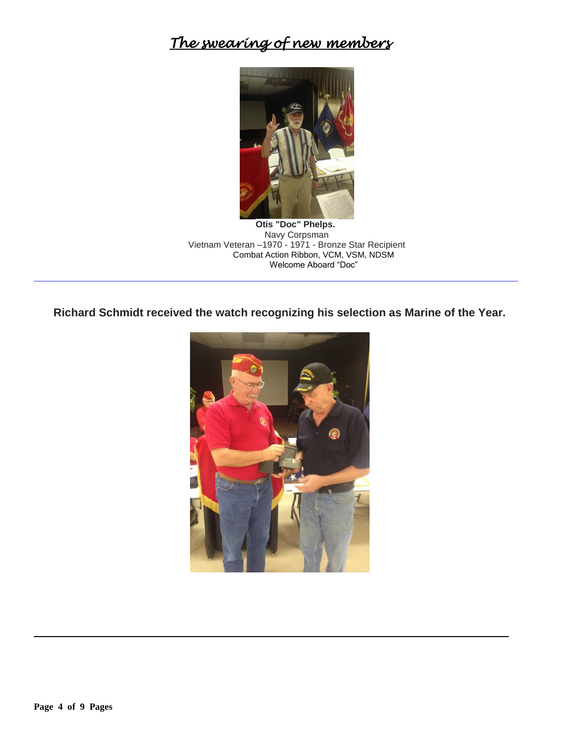# *The swearing of new members*

**Otis "Doc" Phelps.**
Navy Corpsman
Vietnam Veteran –1970 - 1971 - Bronze Star Recipient
Combat Action Ribbon, VCM, VSM, NDSM
Welcome Aboard "Doc"

---

**Richard Schmidt received the watch recognizing his selection as Marine of the Year.**

---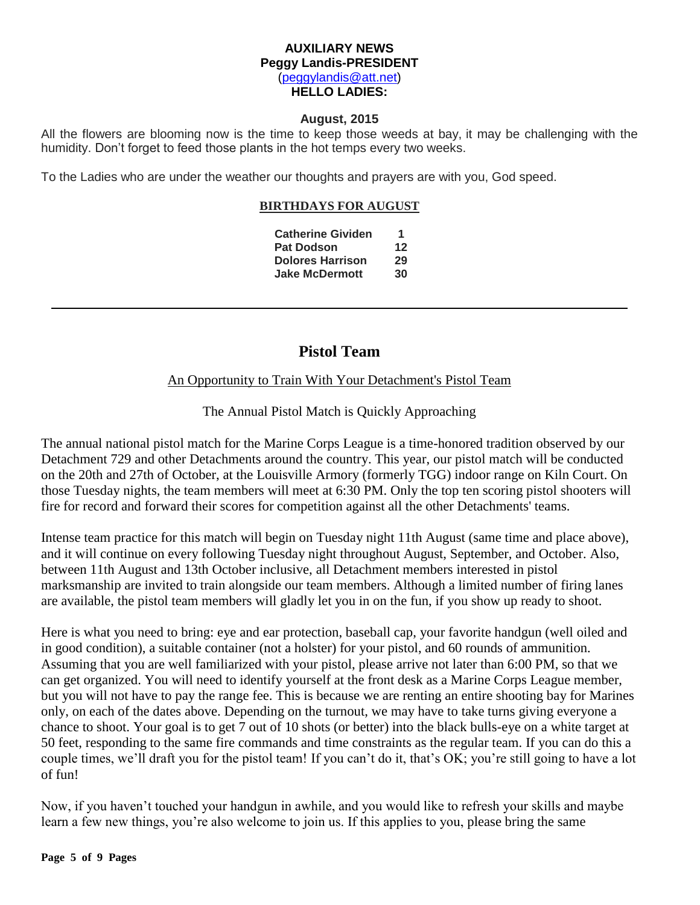**AUXILIARY NEWS**
**Peggy Landis-PRESIDENT**
(peggylandis@att.net)
**HELLO LADIES:**

**August, 2015**

All the flowers are blooming now is the time to keep those weeds at bay, it may be challenging with the humidity. Don't forget to feed those plants in the hot temps every two weeks.

To the Ladies who are under the weather our thoughts and prayers are with you, God speed.

**BIRTHDAYS FOR AUGUST**

| | |
|---|---|
| **Catherine Gividen** | **1** |
| **Pat Dodson** | **12** |
| **Dolores Harrison** | **29** |
| **Jake McDermott** | **30** |

---

## Pistol Team

An Opportunity to Train With Your Detachment's Pistol Team

The Annual Pistol Match is Quickly Approaching

The annual national pistol match for the Marine Corps League is a time-honored tradition observed by our Detachment 729 and other Detachments around the country. This year, our pistol match will be conducted on the 20th and 27th of October, at the Louisville Armory (formerly TGG) indoor range on Kiln Court. On those Tuesday nights, the team members will meet at 6:30 PM. Only the top ten scoring pistol shooters will fire for record and forward their scores for competition against all the other Detachments' teams.

Intense team practice for this match will begin on Tuesday night 11th August (same time and place above), and it will continue on every following Tuesday night throughout August, September, and October. Also, between 11th August and 13th October inclusive, all Detachment members interested in pistol marksmanship are invited to train alongside our team members. Although a limited number of firing lanes are available, the pistol team members will gladly let you in on the fun, if you show up ready to shoot.

Here is what you need to bring: eye and ear protection, baseball cap, your favorite handgun (well oiled and in good condition), a suitable container (not a holster) for your pistol, and 60 rounds of ammunition. Assuming that you are well familiarized with your pistol, please arrive not later than 6:00 PM, so that we can get organized. You will need to identify yourself at the front desk as a Marine Corps League member, but you will not have to pay the range fee. This is because we are renting an entire shooting bay for Marines only, on each of the dates above. Depending on the turnout, we may have to take turns giving everyone a chance to shoot. Your goal is to get 7 out of 10 shots (or better) into the black bulls-eye on a white target at 50 feet, responding to the same fire commands and time constraints as the regular team. If you can do this a couple times, we'll draft you for the pistol team! If you can't do it, that's OK; you're still going to have a lot of fun!

Now, if you haven't touched your handgun in awhile, and you would like to refresh your skills and maybe learn a few new things, you're also welcome to join us. If this applies to you, please bring the same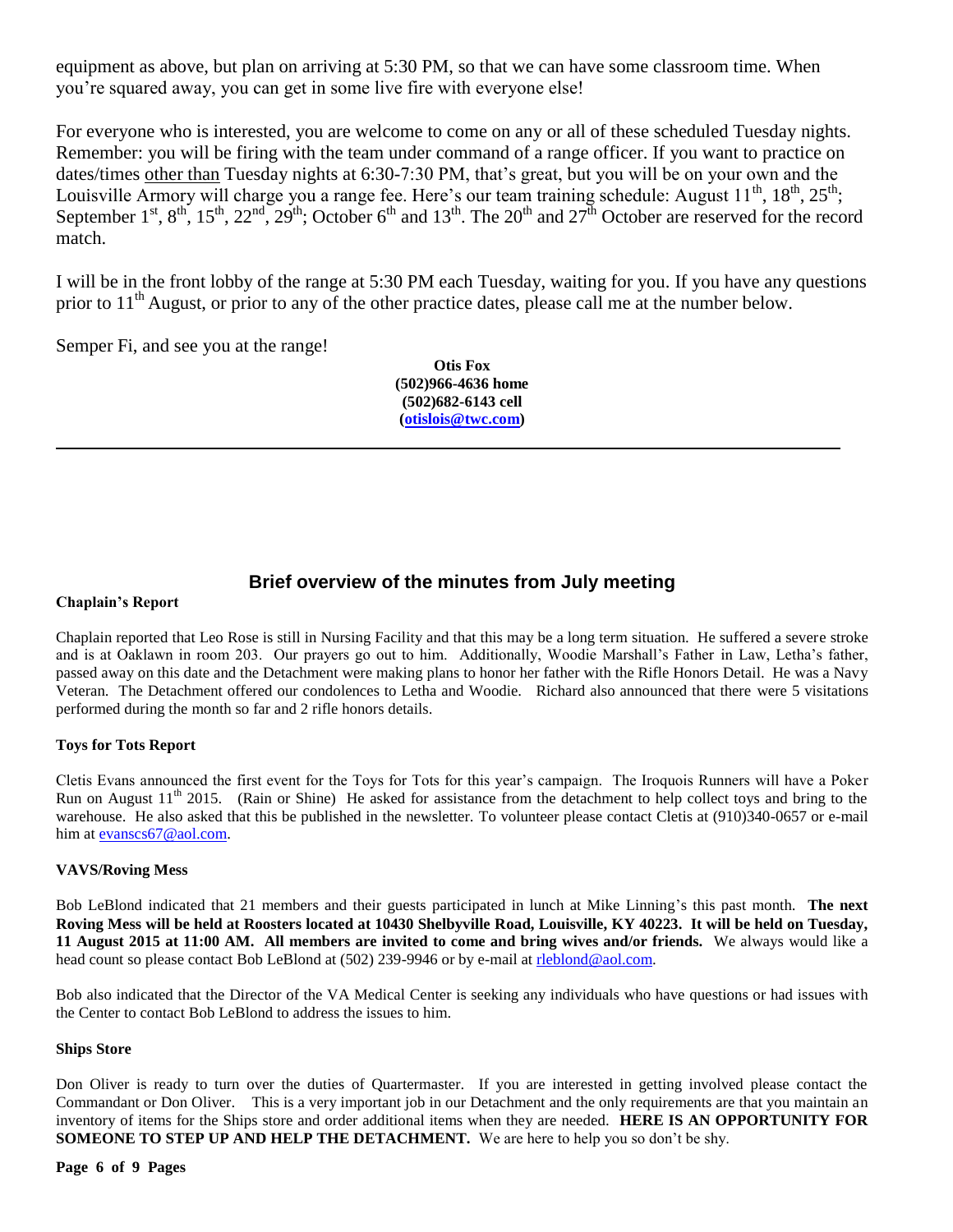equipment as above, but plan on arriving at 5:30 PM, so that we can have some classroom time. When you're squared away, you can get in some live fire with everyone else!

For everyone who is interested, you are welcome to come on any or all of these scheduled Tuesday nights. Remember: you will be firing with the team under command of a range officer. If you want to practice on dates/times other than Tuesday nights at 6:30-7:30 PM, that's great, but you will be on your own and the Louisville Armory will charge you a range fee. Here's our team training schedule: August 11th, 18th, 25th; September 1st, 8th, 15th, 22nd, 29th; October 6th and 13th. The 20th and 27th October are reserved for the record match.

I will be in the front lobby of the range at 5:30 PM each Tuesday, waiting for you. If you have any questions prior to 11th August, or prior to any of the other practice dates, please call me at the number below.

Semper Fi, and see you at the range!

**Otis Fox**
**(502)966-4636 home**
**(502)682-6143 cell**
**(otislois@twc.com)**

---

## Brief overview of the minutes from July meeting

**Chaplain's Report**

Chaplain reported that Leo Rose is still in Nursing Facility and that this may be a long term situation. He suffered a severe stroke and is at Oaklawn in room 203. Our prayers go out to him. Additionally, Woodie Marshall's Father in Law, Letha's father, passed away on this date and the Detachment were making plans to honor her father with the Rifle Honors Detail. He was a Navy Veteran. The Detachment offered our condolences to Letha and Woodie. Richard also announced that there were 5 visitations performed during the month so far and 2 rifle honors details.

**Toys for Tots Report**

Cletis Evans announced the first event for the Toys for Tots for this year's campaign. The Iroquois Runners will have a Poker Run on August 11th 2015. (Rain or Shine) He asked for assistance from the detachment to help collect toys and bring to the warehouse. He also asked that this be published in the newsletter. To volunteer please contact Cletis at (910)340-0657 or e-mail him at evanscs67@aol.com.

**VAVS/Roving Mess**

Bob LeBlond indicated that 21 members and their guests participated in lunch at Mike Linning's this past month. **The next Roving Mess will be held at Roosters located at 10430 Shelbyville Road, Louisville, KY 40223. It will be held on Tuesday, 11 August 2015 at 11:00 AM. All members are invited to come and bring wives and/or friends.** We always would like a head count so please contact Bob LeBlond at (502) 239-9946 or by e-mail at rleblond@aol.com.

Bob also indicated that the Director of the VA Medical Center is seeking any individuals who have questions or had issues with the Center to contact Bob LeBlond to address the issues to him.

**Ships Store**

Don Oliver is ready to turn over the duties of Quartermaster. If you are interested in getting involved please contact the Commandant or Don Oliver. This is a very important job in our Detachment and the only requirements are that you maintain an inventory of items for the Ships store and order additional items when they are needed. **HERE IS AN OPPORTUNITY FOR SOMEONE TO STEP UP AND HELP THE DETACHMENT.** We are here to help you so don't be shy.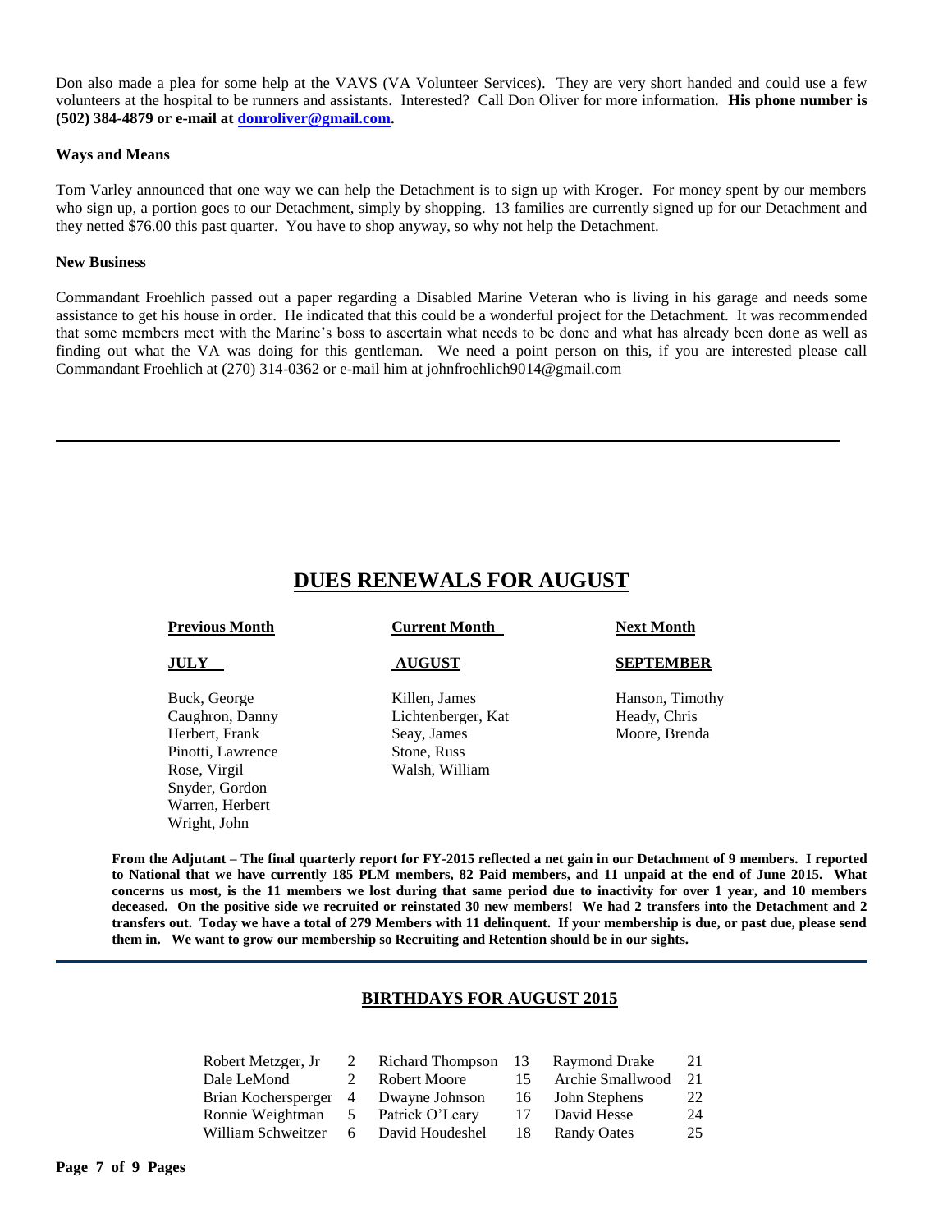Don also made a plea for some help at the VAVS (VA Volunteer Services). They are very short handed and could use a few volunteers at the hospital to be runners and assistants. Interested? Call Don Oliver for more information. **His phone number is (502) 384-4879 or e-mail at donroliver@gmail.com.**

### Ways and Means

Tom Varley announced that one way we can help the Detachment is to sign up with Kroger. For money spent by our members who sign up, a portion goes to our Detachment, simply by shopping. 13 families are currently signed up for our Detachment and they netted $76.00 this past quarter. You have to shop anyway, so why not help the Detachment.

### New Business

Commandant Froehlich passed out a paper regarding a Disabled Marine Veteran who is living in his garage and needs some assistance to get his house in order. He indicated that this could be a wonderful project for the Detachment. It was recommended that some members meet with the Marine's boss to ascertain what needs to be done and what has already been done as well as finding out what the VA was doing for this gentleman. We need a point person on this, if you are interested please call Commandant Froehlich at (270) 314-0362 or e-mail him at johnfroehlich9014@gmail.com

---

## DUES RENEWALS FOR AUGUST

| Previous Month | Current Month | Next Month |
|---|---|---|
| **JULY** | **AUGUST** | **SEPTEMBER** |
| Buck, George | Killen, James | Hanson, Timothy |
| Caughron, Danny | Lichtenberger, Kat | Heady, Chris |
| Herbert, Frank | Seay, James | Moore, Brenda |
| Pinotti, Lawrence | Stone, Russ | |
| Rose, Virgil | Walsh, William | |
| Snyder, Gordon | | |
| Warren, Herbert | | |
| Wright, John | | |

**From the Adjutant – The final quarterly report for FY-2015 reflected a net gain in our Detachment of 9 members. I reported to National that we have currently 185 PLM members, 82 Paid members, and 11 unpaid at the end of June 2015. What concerns us most, is the 11 members we lost during that same period due to inactivity for over 1 year, and 10 members deceased. On the positive side we recruited or reinstated 30 new members! We had 2 transfers into the Detachment and 2 transfers out. Today we have a total of 279 Members with 11 delinquent. If your membership is due, or past due, please send them in. We want to grow our membership so Recruiting and Retention should be in our sights.**

---

## BIRTHDAYS FOR AUGUST 2015

| | | | | | |
|---|---|---|---|---|---|
| Robert Metzger, Jr | 2 | Richard Thompson | 13 | Raymond Drake | 21 |
| Dale LeMond | 2 | Robert Moore | 15 | Archie Smallwood | 21 |
| Brian Kochersperger | 4 | Dwayne Johnson | 16 | John Stephens | 22 |
| Ronnie Weightman | 5 | Patrick O'Leary | 17 | David Hesse | 24 |
| William Schweitzer | 6 | David Houdeshel | 18 | Randy Oates | 25 |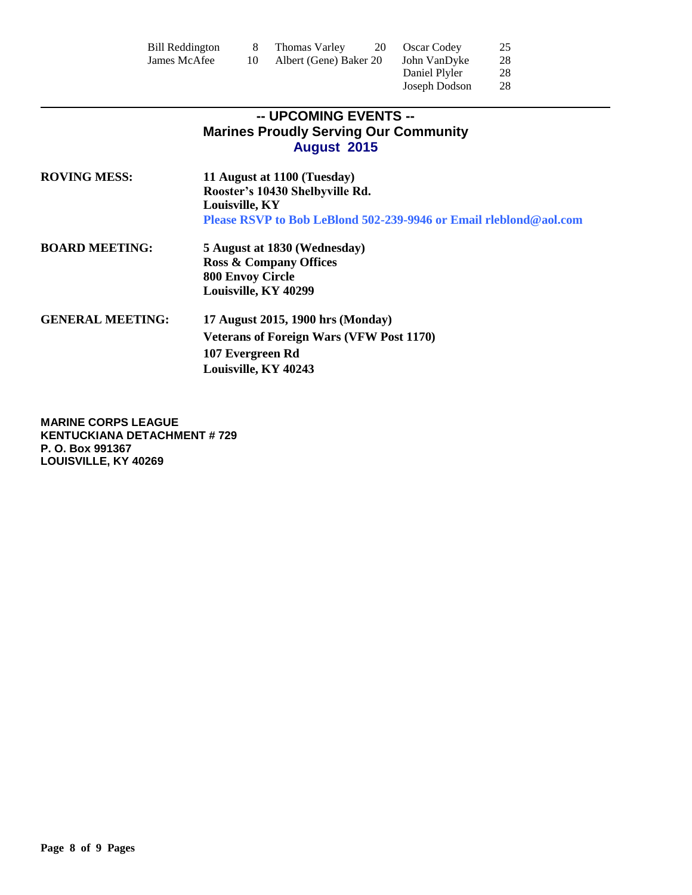| | | | | | |
|---|---|---|---|---|---|
| Bill Reddington | 8 | Thomas Varley | 20 | Oscar Codey | 25 |
| James McAfee | 10 | Albert (Gene) Baker | 20 | John VanDyke | 28 |
| | | | | Daniel Plyler | 28 |
| | | | | Joseph Dodson | 28 |

---

## -- UPCOMING EVENTS --
## Marines Proudly Serving Our Community
## August 2015

**ROVING MESS:** **11 August at 1100 (Tuesday)**
**Rooster's 10430 Shelbyville Rd.**
**Louisville, KY**
**Please RSVP to Bob LeBlond 502-239-9946 or Email rleblond@aol.com**

**BOARD MEETING:** **5 August at 1830 (Wednesday)**
**Ross & Company Offices**
**800 Envoy Circle**
**Louisville, KY 40299**

**GENERAL MEETING:** **17 August 2015, 1900 hrs (Monday)**
**Veterans of Foreign Wars (VFW Post 1170)**
**107 Evergreen Rd**
**Louisville, KY 40243**

**MARINE CORPS LEAGUE**
**KENTUCKIANA DETACHMENT # 729**
**P. O. Box 991367**
**LOUISVILLE, KY 40269**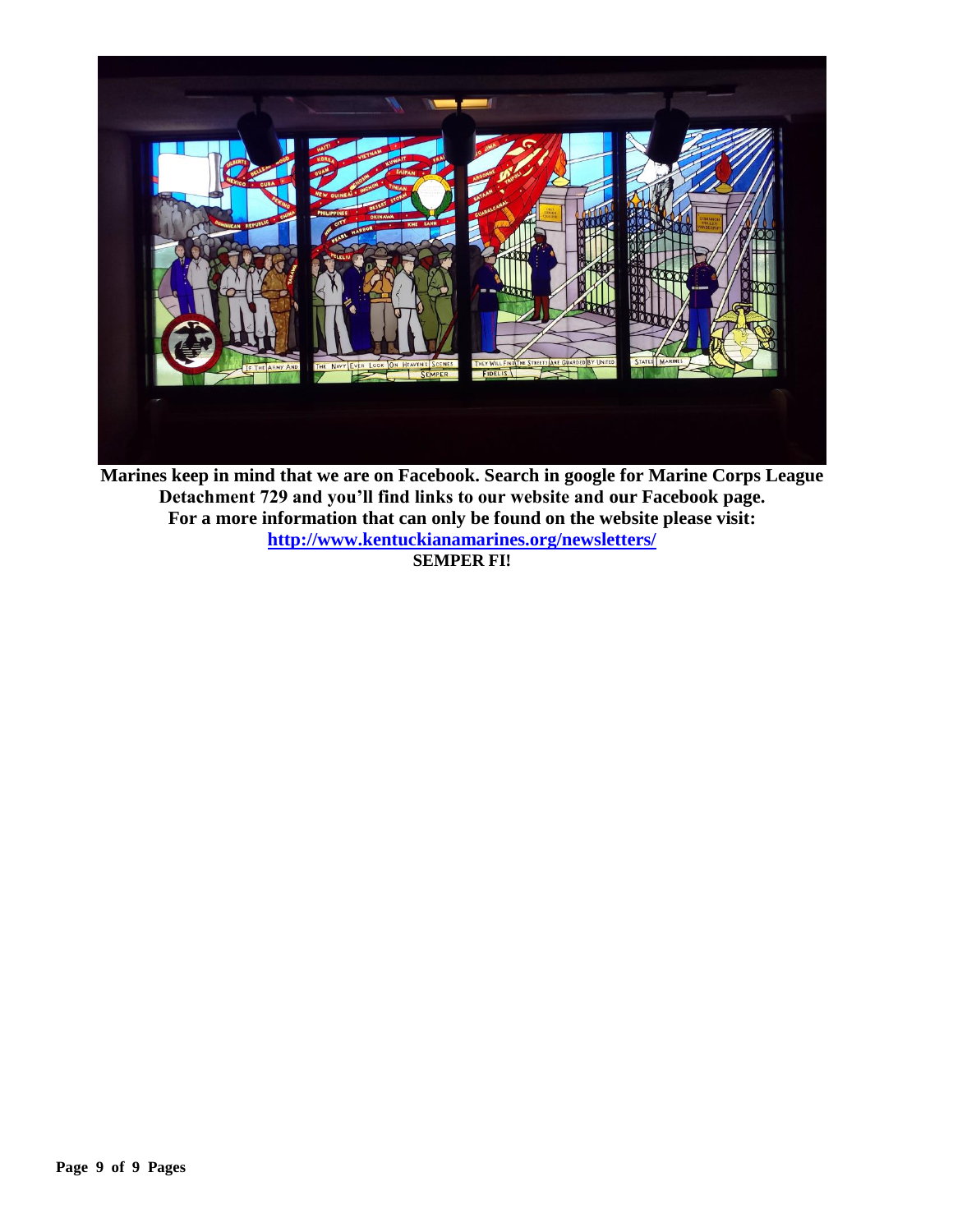**Marines keep in mind that we are on Facebook. Search in google for Marine Corps League Detachment 729 and you'll find links to our website and our Facebook page.**
**For a more information that can only be found on the website please visit:**
**http://www.kentuckianamarines.org/newsletters/**
**SEMPER FI!**